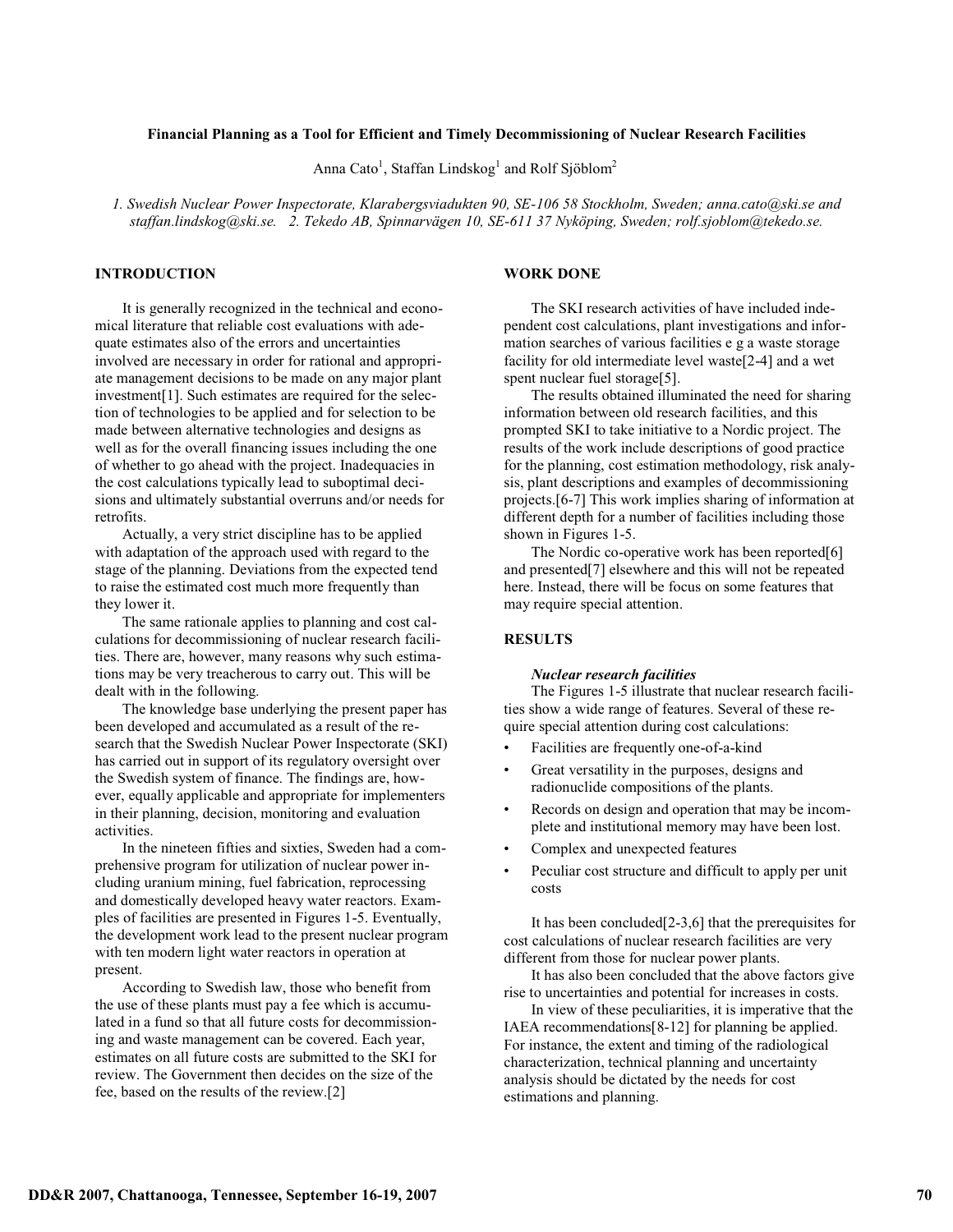# Financial Planning as a Tool for Efficient and Timely Decommissioning of Nuclear Research Facilities

Anna Cato[1], Staffan Lindskog[1] and Rolf Sjöblom[2]

*1. Swedish Nuclear Power Inspectorate, Klarabergsviadukten 90, SE-106 58 Stockholm, Sweden; anna.cato@ski.se and staffan.lindskog@ski.se. 2. Tekedo AB, Spinnarvägen 10, SE-611 37 Nyköping, Sweden; rolf.sjoblom@tekedo.se.*

## INTRODUCTION

It is generally recognized in the technical and economical literature that reliable cost evaluations with adequate estimates also of the errors and uncertainties involved are necessary in order for rational and appropriate management decisions to be made on any major plant investment[1]. Such estimates are required for the selection of technologies to be applied and for selection to be made between alternative technologies and designs as well as for the overall financing issues including the one of whether to go ahead with the project. Inadequacies in the cost calculations typically lead to suboptimal decisions and ultimately substantial overruns and/or needs for retrofits.

Actually, a very strict discipline has to be applied with adaptation of the approach used with regard to the stage of the planning. Deviations from the expected tend to raise the estimated cost much more frequently than they lower it.

The same rationale applies to planning and cost calculations for decommissioning of nuclear research facilities. There are, however, many reasons why such estimations may be very treacherous to carry out. This will be dealt with in the following.

The knowledge base underlying the present paper has been developed and accumulated as a result of the research that the Swedish Nuclear Power Inspectorate (SKI) has carried out in support of its regulatory oversight over the Swedish system of finance. The findings are, however, equally applicable and appropriate for implementers in their planning, decision, monitoring and evaluation activities.

In the nineteen fifties and sixties, Sweden had a comprehensive program for utilization of nuclear power including uranium mining, fuel fabrication, reprocessing and domestically developed heavy water reactors. Examples of facilities are presented in Figures 1-5. Eventually, the development work lead to the present nuclear program with ten modern light water reactors in operation at present.

According to Swedish law, those who benefit from the use of these plants must pay a fee which is accumulated in a fund so that all future costs for decommissioning and waste management can be covered. Each year, estimates on all future costs are submitted to the SKI for review. The Government then decides on the size of the fee, based on the results of the review.[2]

## WORK DONE

The SKI research activities of have included independent cost calculations, plant investigations and information searches of various facilities e g a waste storage facility for old intermediate level waste[2-4] and a wet spent nuclear fuel storage[5].

The results obtained illuminated the need for sharing information between old research facilities, and this prompted SKI to take initiative to a Nordic project. The results of the work include descriptions of good practice for the planning, cost estimation methodology, risk analysis, plant descriptions and examples of decommissioning projects.[6-7] This work implies sharing of information at different depth for a number of facilities including those shown in Figures 1-5.

The Nordic co-operative work has been reported[6] and presented[7] elsewhere and this will not be repeated here. Instead, there will be focus on some features that may require special attention.

## RESULTS

### *Nuclear research facilities*

The Figures 1-5 illustrate that nuclear research facilities show a wide range of features. Several of these require special attention during cost calculations:

- Facilities are frequently one-of-a-kind
- Great versatility in the purposes, designs and radionuclide compositions of the plants.
- Records on design and operation that may be incomplete and institutional memory may have been lost.
- Complex and unexpected features
- Peculiar cost structure and difficult to apply per unit costs

It has been concluded[2-3,6] that the prerequisites for cost calculations of nuclear research facilities are very different from those for nuclear power plants.

It has also been concluded that the above factors give rise to uncertainties and potential for increases in costs.

In view of these peculiarities, it is imperative that the IAEA recommendations[8-12] for planning be applied. For instance, the extent and timing of the radiological characterization, technical planning and uncertainty analysis should be dictated by the needs for cost estimations and planning.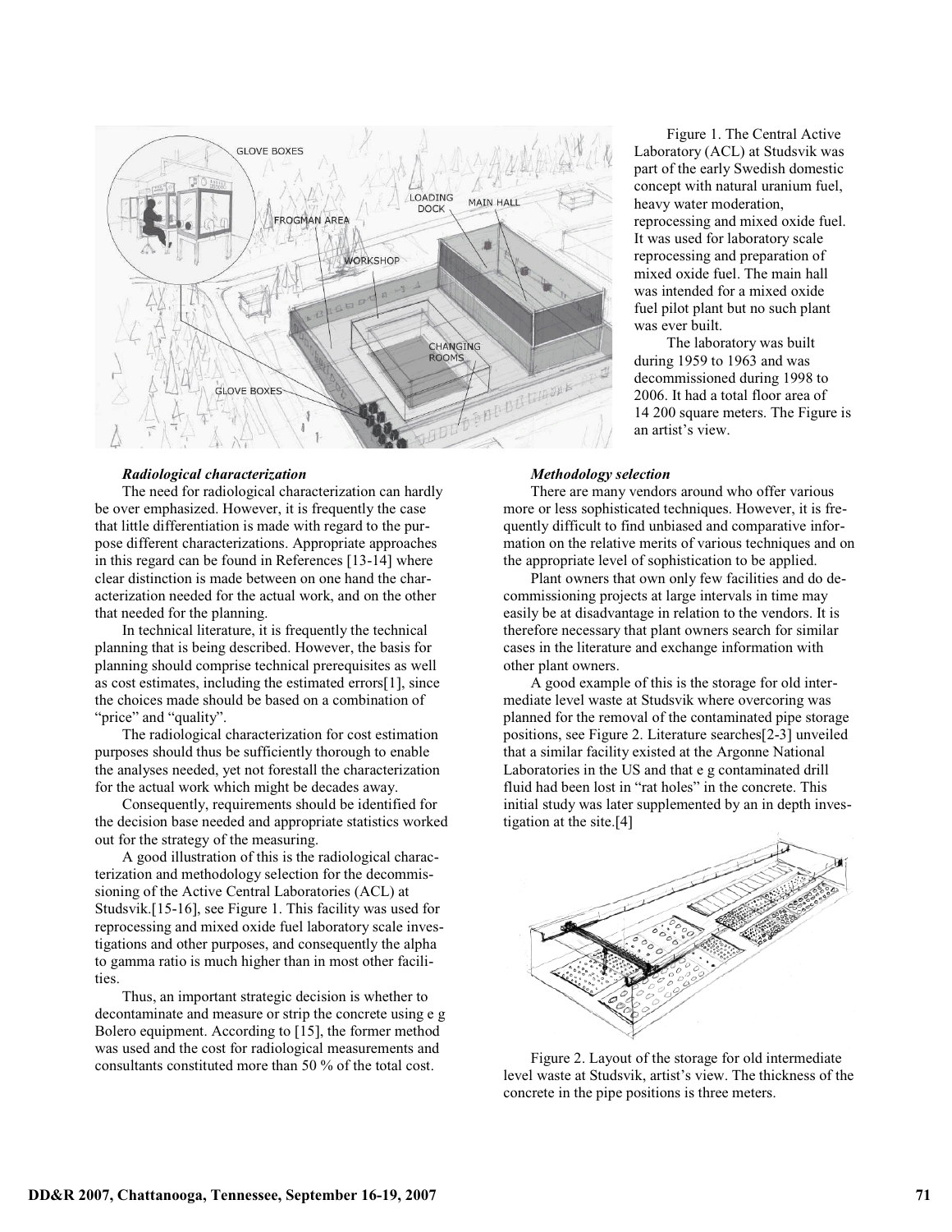Figure 1. The Central Active Laboratory (ACL) at Studsvik was part of the early Swedish domestic concept with natural uranium fuel, heavy water moderation, reprocessing and mixed oxide fuel. It was used for laboratory scale reprocessing and preparation of mixed oxide fuel. The main hall was intended for a mixed oxide fuel pilot plant but no such plant was ever built.

The laboratory was built during 1959 to 1963 and was decommissioned during 1998 to 2006. It had a total floor area of 14 200 square meters. The Figure is an artist's view.

***Radiological characterization***

The need for radiological characterization can hardly be over emphasized. However, it is frequently the case that little differentiation is made with regard to the purpose different characterizations. Appropriate approaches in this regard can be found in References [13-14] where clear distinction is made between on one hand the characterization needed for the actual work, and on the other that needed for the planning.

In technical literature, it is frequently the technical planning that is being described. However, the basis for planning should comprise technical prerequisites as well as cost estimates, including the estimated errors[1], since the choices made should be based on a combination of "price" and "quality".

The radiological characterization for cost estimation purposes should thus be sufficiently thorough to enable the analyses needed, yet not forestall the characterization for the actual work which might be decades away.

Consequently, requirements should be identified for the decision base needed and appropriate statistics worked out for the strategy of the measuring.

A good illustration of this is the radiological characterization and methodology selection for the decommissioning of the Active Central Laboratories (ACL) at Studsvik.[15-16], see Figure 1. This facility was used for reprocessing and mixed oxide fuel laboratory scale investigations and other purposes, and consequently the alpha to gamma ratio is much higher than in most other facilities.

Thus, an important strategic decision is whether to decontaminate and measure or strip the concrete using e g Bolero equipment. According to [15], the former method was used and the cost for radiological measurements and consultants constituted more than 50 % of the total cost.

***Methodology selection***

There are many vendors around who offer various more or less sophisticated techniques. However, it is frequently difficult to find unbiased and comparative information on the relative merits of various techniques and on the appropriate level of sophistication to be applied.

Plant owners that own only few facilities and do decommissioning projects at large intervals in time may easily be at disadvantage in relation to the vendors. It is therefore necessary that plant owners search for similar cases in the literature and exchange information with other plant owners.

A good example of this is the storage for old intermediate level waste at Studsvik where overcoring was planned for the removal of the contaminated pipe storage positions, see Figure 2. Literature searches[2-3] unveiled that a similar facility existed at the Argonne National Laboratories in the US and that e g contaminated drill fluid had been lost in "rat holes" in the concrete. This initial study was later supplemented by an in depth investigation at the site.[4]

Figure 2. Layout of the storage for old intermediate level waste at Studsvik, artist's view. The thickness of the concrete in the pipe positions is three meters.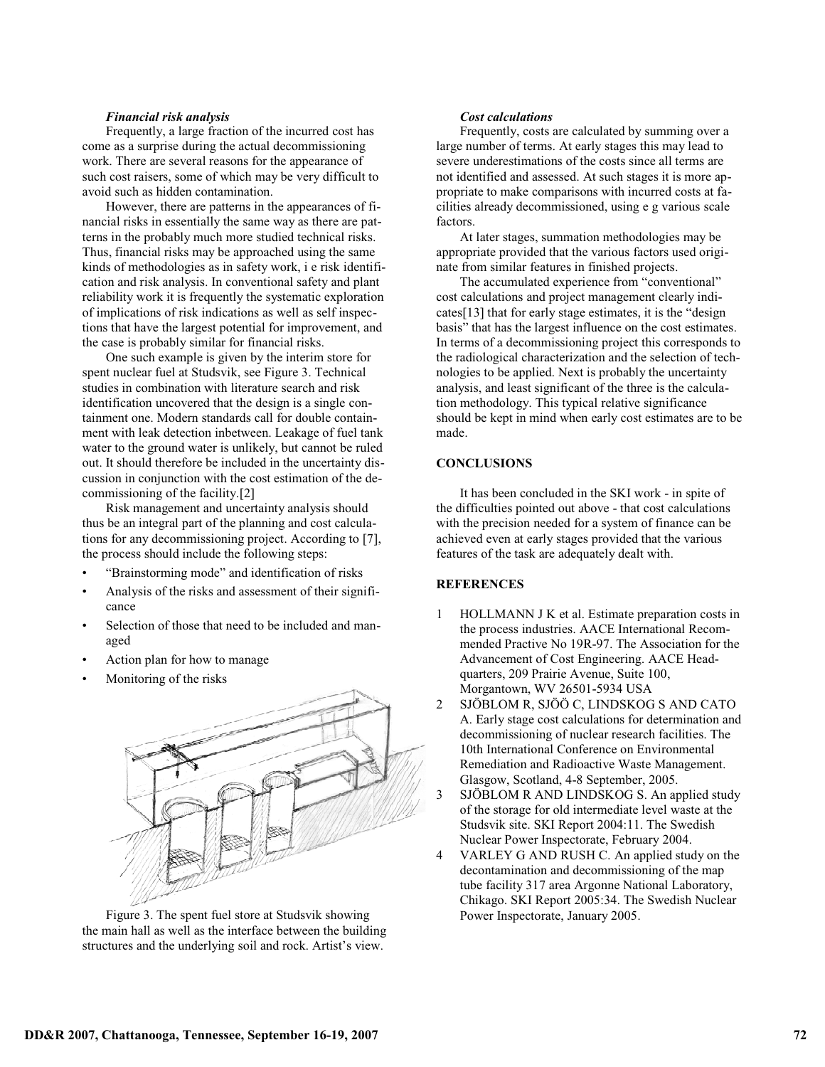### *Financial risk analysis*

Frequently, a large fraction of the incurred cost has come as a surprise during the actual decommissioning work. There are several reasons for the appearance of such cost raisers, some of which may be very difficult to avoid such as hidden contamination.

However, there are patterns in the appearances of financial risks in essentially the same way as there are patterns in the probably much more studied technical risks. Thus, financial risks may be approached using the same kinds of methodologies as in safety work, i e risk identification and risk analysis. In conventional safety and plant reliability work it is frequently the systematic exploration of implications of risk indications as well as self inspections that have the largest potential for improvement, and the case is probably similar for financial risks.

One such example is given by the interim store for spent nuclear fuel at Studsvik, see Figure 3. Technical studies in combination with literature search and risk identification uncovered that the design is a single containment one. Modern standards call for double containment with leak detection inbetween. Leakage of fuel tank water to the ground water is unlikely, but cannot be ruled out. It should therefore be included in the uncertainty discussion in conjunction with the cost estimation of the decommissioning of the facility.[2]

Risk management and uncertainty analysis should thus be an integral part of the planning and cost calculations for any decommissioning project. According to [7], the process should include the following steps:

- "Brainstorming mode" and identification of risks
- Analysis of the risks and assessment of their significance
- Selection of those that need to be included and managed
- Action plan for how to manage
- Monitoring of the risks

Figure 3. The spent fuel store at Studsvik showing the main hall as well as the interface between the building structures and the underlying soil and rock. Artist's view.

### *Cost calculations*

Frequently, costs are calculated by summing over a large number of terms. At early stages this may lead to severe underestimations of the costs since all terms are not identified and assessed. At such stages it is more appropriate to make comparisons with incurred costs at facilities already decommissioned, using e g various scale factors.

At later stages, summation methodologies may be appropriate provided that the various factors used originate from similar features in finished projects.

The accumulated experience from "conventional" cost calculations and project management clearly indicates[13] that for early stage estimates, it is the "design basis" that has the largest influence on the cost estimates. In terms of a decommissioning project this corresponds to the radiological characterization and the selection of technologies to be applied. Next is probably the uncertainty analysis, and least significant of the three is the calculation methodology. This typical relative significance should be kept in mind when early cost estimates are to be made.

## CONCLUSIONS

It has been concluded in the SKI work - in spite of the difficulties pointed out above - that cost calculations with the precision needed for a system of finance can be achieved even at early stages provided that the various features of the task are adequately dealt with.

## REFERENCES

1. HOLLMANN J K et al. Estimate preparation costs in the process industries. AACE International Recommended Practive No 19R-97. The Association for the Advancement of Cost Engineering. AACE Headquarters, 209 Prairie Avenue, Suite 100, Morgantown, WV 26501-5934 USA
2. SJÖBLOM R, SJÖÖ C, LINDSKOG S AND CATO A. Early stage cost calculations for determination and decommissioning of nuclear research facilities. The 10th International Conference on Environmental Remediation and Radioactive Waste Management. Glasgow, Scotland, 4-8 September, 2005.
3. SJÖBLOM R AND LINDSKOG S. An applied study of the storage for old intermediate level waste at the Studsvik site. SKI Report 2004:11. The Swedish Nuclear Power Inspectorate, February 2004.
4. VARLEY G AND RUSH C. An applied study on the decontamination and decommissioning of the map tube facility 317 area Argonne National Laboratory, Chikago. SKI Report 2005:34. The Swedish Nuclear Power Inspectorate, January 2005.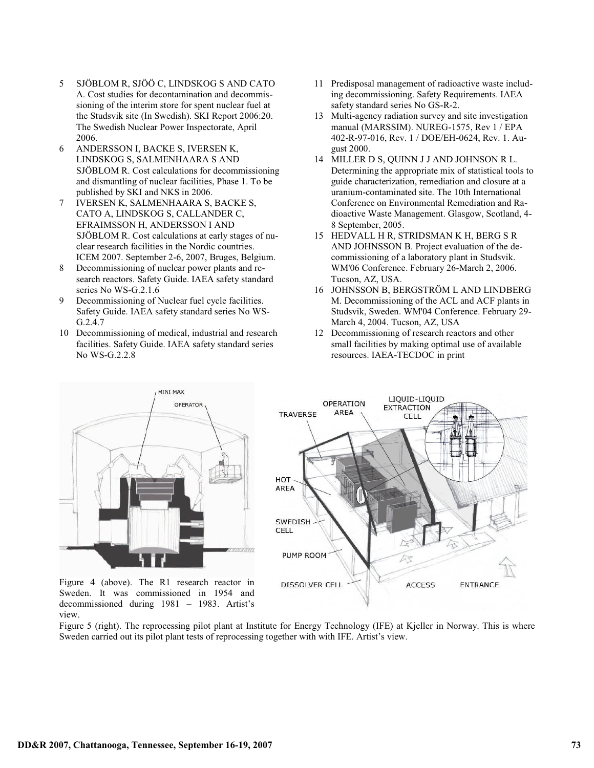5 SJÖBLOM R, SJÖÖ C, LINDSKOG S AND CATO A. Cost studies for decontamination and decommissioning of the interim store for spent nuclear fuel at the Studsvik site (In Swedish). SKI Report 2006:20. The Swedish Nuclear Power Inspectorate, April 2006.
6 ANDERSSON I, BACKE S, IVERSEN K, LINDSKOG S, SALMENHAARA S AND SJÖBLOM R. Cost calculations for decommissioning and dismantling of nuclear facilities, Phase 1. To be published by SKI and NKS in 2006.
7 IVERSEN K, SALMENHAARA S, BACKE S, CATO A, LINDSKOG S, CALLANDER C, EFRAIMSSON H, ANDERSSON I AND SJÖBLOM R. Cost calculations at early stages of nuclear research facilities in the Nordic countries. ICEM 2007. September 2-6, 2007, Bruges, Belgium.
8 Decommissioning of nuclear power plants and research reactors. Safety Guide. IAEA safety standard series No WS-G.2.1.6
9 Decommissioning of Nuclear fuel cycle facilities. Safety Guide. IAEA safety standard series No WS-G.2.4.7
10 Decommissioning of medical, industrial and research facilities. Safety Guide. IAEA safety standard series No WS-G.2.2.8
11 Predisposal management of radioactive waste including decommissioning. Safety Requirements. IAEA safety standard series No GS-R-2.
13 Multi-agency radiation survey and site investigation manual (MARSSIM). NUREG-1575, Rev 1 / EPA 402-R-97-016, Rev. 1 / DOE/EH-0624, Rev. 1. August 2000.
14 MILLER D S, QUINN J J AND JOHNSON R L. Determining the appropriate mix of statistical tools to guide characterization, remediation and closure at a uranium-contaminated site. The 10th International Conference on Environmental Remediation and Radioactive Waste Management. Glasgow, Scotland, 4-8 September, 2005.
15 HEDVALL H R, STRIDSMAN K H, BERG S R AND JOHNSSON B. Project evaluation of the decommissioning of a laboratory plant in Studsvik. WM'06 Conference. February 26-March 2, 2006. Tucson, AZ, USA.
16 JOHNSSON B, BERGSTRÖM L AND LINDBERG M. Decommissioning of the ACL and ACF plants in Studsvik, Sweden. WM'04 Conference. February 29-March 4, 2004. Tucson, AZ, USA
12 Decommissioning of research reactors and other small facilities by making optimal use of available resources. IAEA-TECDOC in print

MINI MAX

OPERATOR

Figure 4 (above). The R1 research reactor in Sweden. It was commissioned in 1954 and decommissioned during 1981 – 1983. Artist's view.

TRAVERSE

OPERATION AREA

LIQUID-LIQUID EXTRACTION CELL

HOT AREA

SWEDISH CELL

PUMP ROOM

DISSOLVER CELL

ACCESS

ENTRANCE

Figure 5 (right). The reprocessing pilot plant at Institute for Energy Technology (IFE) at Kjeller in Norway. This is where Sweden carried out its pilot plant tests of reprocessing together with with IFE. Artist's view.